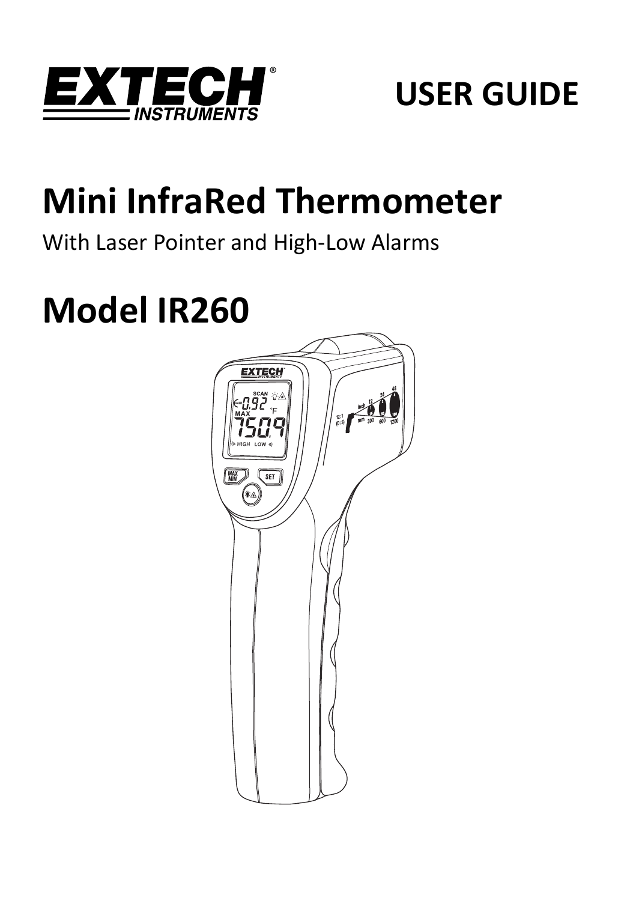EXTECH INSTRUMENTS

USER GUIDE

# Mini InfraRed Thermometer

With Laser Pointer and High-Low Alarms

# Model IR260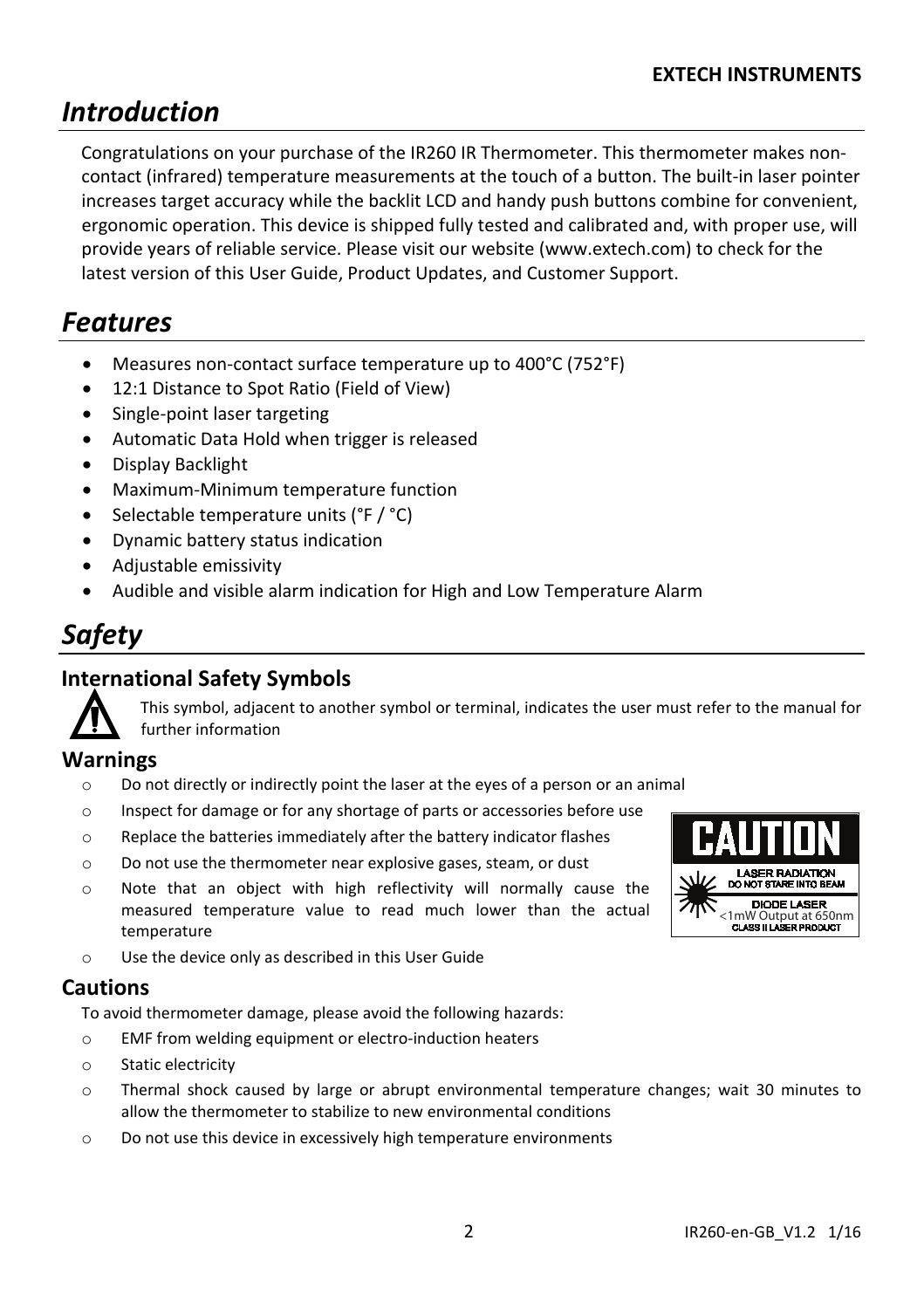# Introduction

Congratulations on your purchase of the IR260 IR Thermometer. This thermometer makes non-contact (infrared) temperature measurements at the touch of a button. The built-in laser pointer increases target accuracy while the backlit LCD and handy push buttons combine for convenient, ergonomic operation. This device is shipped fully tested and calibrated and, with proper use, will provide years of reliable service. Please visit our website (www.extech.com) to check for the latest version of this User Guide, Product Updates, and Customer Support.

# Features

- Measures non-contact surface temperature up to 400°C (752°F)
- 12:1 Distance to Spot Ratio (Field of View)
- Single-point laser targeting
- Automatic Data Hold when trigger is released
- Display Backlight
- Maximum-Minimum temperature function
- Selectable temperature units (°F / °C)
- Dynamic battery status indication
- Adjustable emissivity
- Audible and visible alarm indication for High and Low Temperature Alarm

# Safety

## International Safety Symbols

This symbol, adjacent to another symbol or terminal, indicates the user must refer to the manual for further information

## Warnings

- Do not directly or indirectly point the laser at the eyes of a person or an animal
- Inspect for damage or for any shortage of parts or accessories before use
- Replace the batteries immediately after the battery indicator flashes
- Do not use the thermometer near explosive gases, steam, or dust
- Note that an object with high reflectivity will normally cause the measured temperature value to read much lower than the actual temperature
- Use the device only as described in this User Guide

CAUTION
LASER RADIATION
DO NOT STARE INTO BEAM
DIODE LASER
<1mW Output at 650nm
CLASS II LASER PRODUCT

## Cautions

To avoid thermometer damage, please avoid the following hazards:

- EMF from welding equipment or electro-induction heaters
- Static electricity
- Thermal shock caused by large or abrupt environmental temperature changes; wait 30 minutes to allow the thermometer to stabilize to new environmental conditions
- Do not use this device in excessively high temperature environments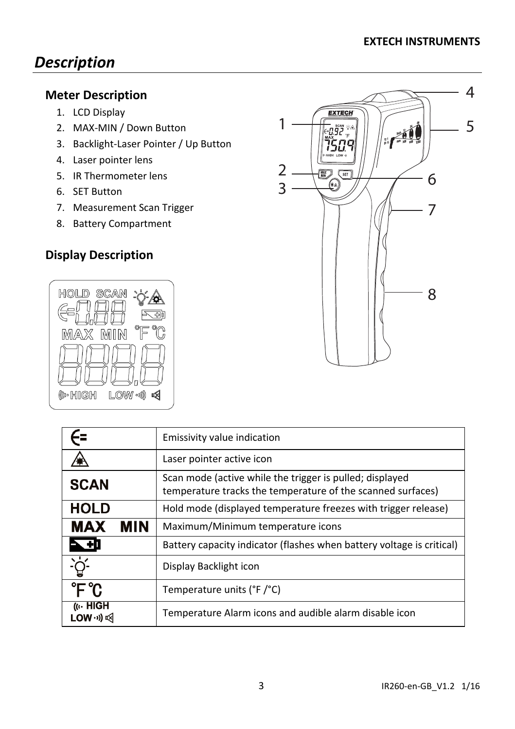# *Description*

## Meter Description

1. LCD Display
2. MAX-MIN / Down Button
3. Backlight-Laser Pointer / Up Button
4. Laser pointer lens
5. IR Thermometer lens
6. SET Button
7. Measurement Scan Trigger
8. Battery Compartment

## Display Description

| Icon | Description |
|---|---|
| ∈= | Emissivity value indication |
| (laser icon) | Laser pointer active icon |
| **SCAN** | Scan mode (active while the trigger is pulled; displayed temperature tracks the temperature of the scanned surfaces) |
| **HOLD** | Hold mode (displayed temperature freezes with trigger release) |
| **MAX MIN** | Maximum/Minimum temperature icons |
| (battery icon) | Battery capacity indicator (flashes when battery voltage is critical) |
| (backlight icon) | Display Backlight icon |
| **°F °C** | Temperature units (°F /°C) |
| **HIGH LOW** | Temperature Alarm icons and audible alarm disable icon |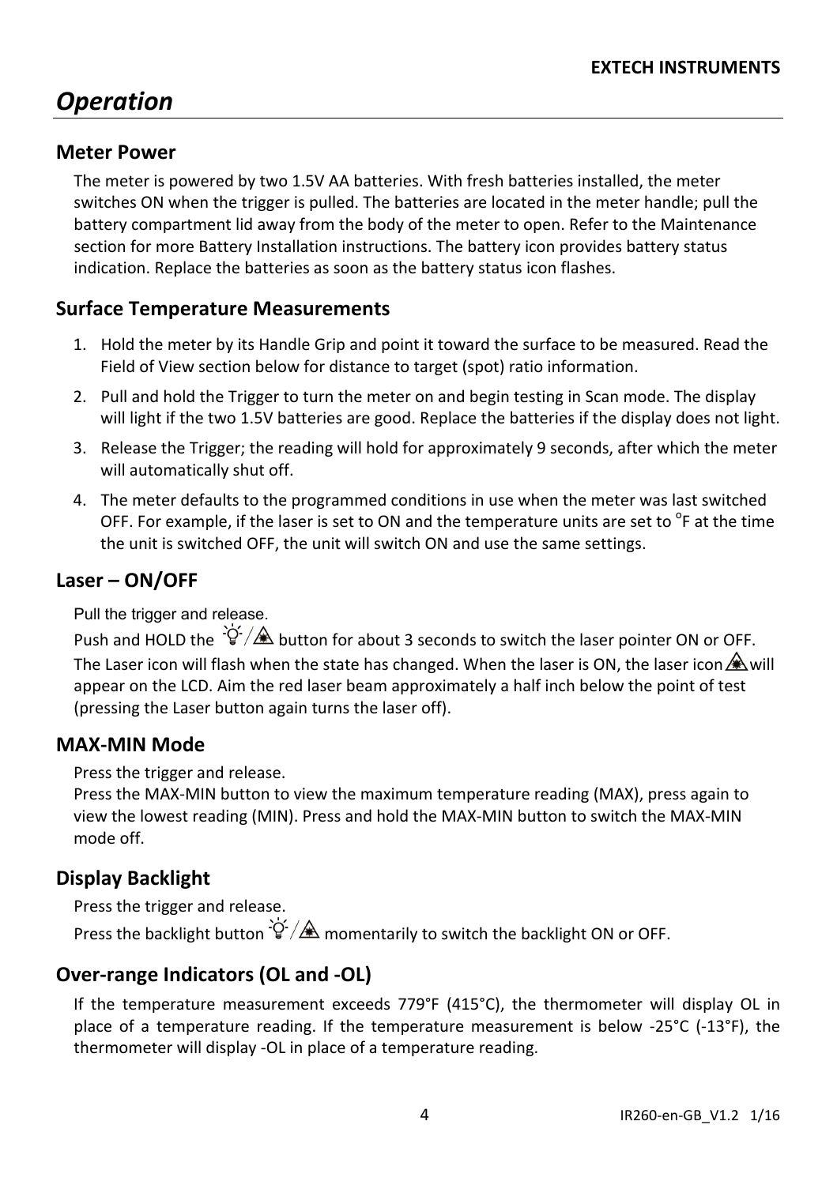# Operation

## Meter Power

The meter is powered by two 1.5V AA batteries. With fresh batteries installed, the meter switches ON when the trigger is pulled. The batteries are located in the meter handle; pull the battery compartment lid away from the body of the meter to open. Refer to the Maintenance section for more Battery Installation instructions. The battery icon provides battery status indication. Replace the batteries as soon as the battery status icon flashes.

## Surface Temperature Measurements

1. Hold the meter by its Handle Grip and point it toward the surface to be measured. Read the Field of View section below for distance to target (spot) ratio information.
2. Pull and hold the Trigger to turn the meter on and begin testing in Scan mode. The display will light if the two 1.5V batteries are good. Replace the batteries if the display does not light.
3. Release the Trigger; the reading will hold for approximately 9 seconds, after which the meter will automatically shut off.
4. The meter defaults to the programmed conditions in use when the meter was last switched OFF. For example, if the laser is set to ON and the temperature units are set to °F at the time the unit is switched OFF, the unit will switch ON and use the same settings.

## Laser – ON/OFF

Pull the trigger and release.
Push and HOLD the button for about 3 seconds to switch the laser pointer ON or OFF. The Laser icon will flash when the state has changed. When the laser is ON, the laser icon will appear on the LCD. Aim the red laser beam approximately a half inch below the point of test (pressing the Laser button again turns the laser off).

## MAX-MIN Mode

Press the trigger and release.
Press the MAX-MIN button to view the maximum temperature reading (MAX), press again to view the lowest reading (MIN). Press and hold the MAX-MIN button to switch the MAX-MIN mode off.

## Display Backlight

Press the trigger and release.
Press the backlight button momentarily to switch the backlight ON or OFF.

## Over-range Indicators (OL and -OL)

If the temperature measurement exceeds 779°F (415°C), the thermometer will display OL in place of a temperature reading. If the temperature measurement is below -25°C (-13°F), the thermometer will display -OL in place of a temperature reading.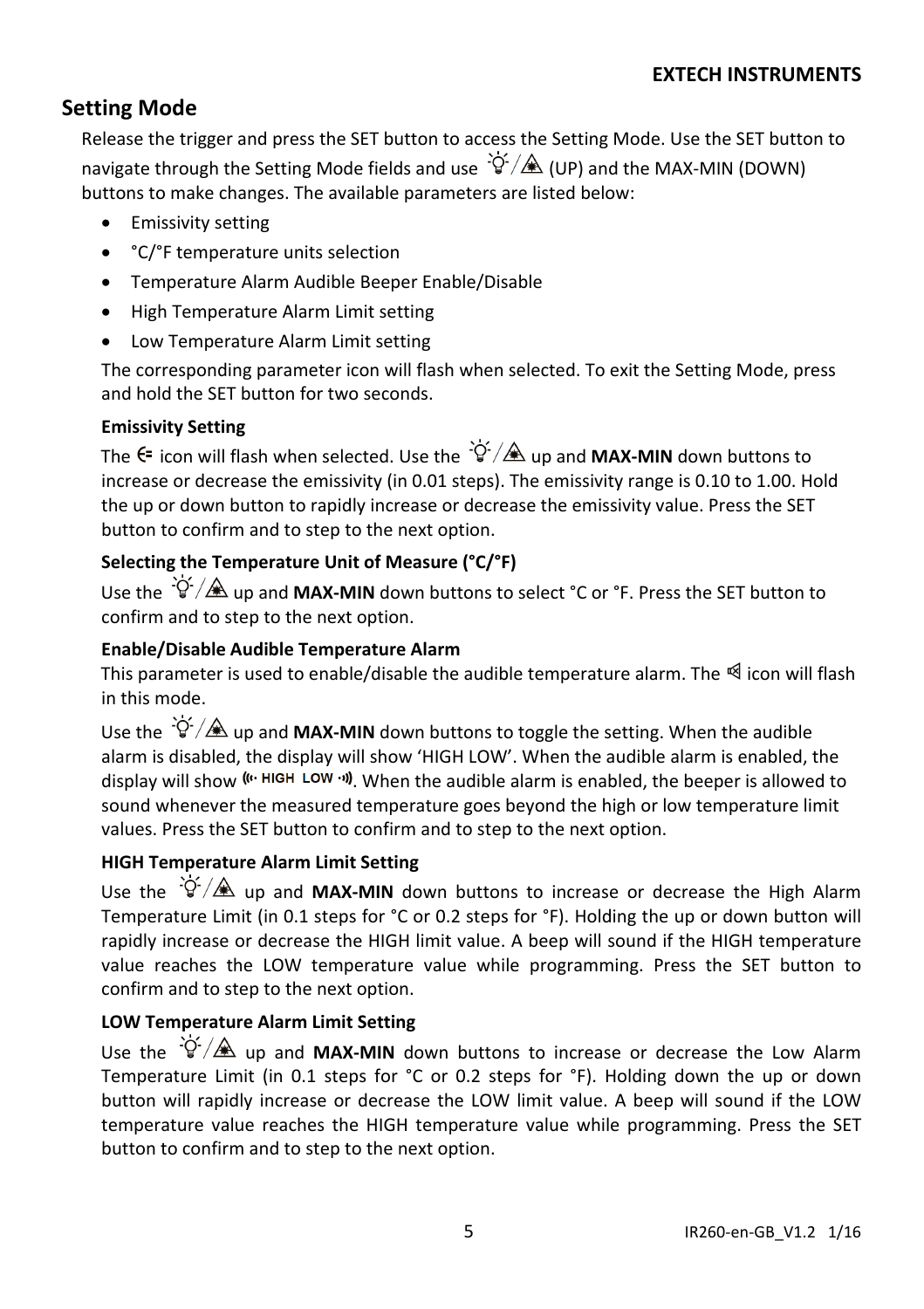## Setting Mode

Release the trigger and press the SET button to access the Setting Mode. Use the SET button to navigate through the Setting Mode fields and use (UP) and the MAX-MIN (DOWN) buttons to make changes. The available parameters are listed below:

- Emissivity setting
- °C/°F temperature units selection
- Temperature Alarm Audible Beeper Enable/Disable
- High Temperature Alarm Limit setting
- Low Temperature Alarm Limit setting

The corresponding parameter icon will flash when selected. To exit the Setting Mode, press and hold the SET button for two seconds.

**Emissivity Setting**

The icon will flash when selected. Use the up and **MAX-MIN** down buttons to increase or decrease the emissivity (in 0.01 steps). The emissivity range is 0.10 to 1.00. Hold the up or down button to rapidly increase or decrease the emissivity value. Press the SET button to confirm and to step to the next option.

**Selecting the Temperature Unit of Measure (°C/°F)**

Use the up and **MAX-MIN** down buttons to select °C or °F. Press the SET button to confirm and to step to the next option.

**Enable/Disable Audible Temperature Alarm**

This parameter is used to enable/disable the audible temperature alarm. The icon will flash in this mode.

Use the up and **MAX-MIN** down buttons to toggle the setting. When the audible alarm is disabled, the display will show 'HIGH LOW'. When the audible alarm is enabled, the display will show ((· HIGH LOW ·)). When the audible alarm is enabled, the beeper is allowed to sound whenever the measured temperature goes beyond the high or low temperature limit values. Press the SET button to confirm and to step to the next option.

**HIGH Temperature Alarm Limit Setting**

Use the up and **MAX-MIN** down buttons to increase or decrease the High Alarm Temperature Limit (in 0.1 steps for °C or 0.2 steps for °F). Holding the up or down button will rapidly increase or decrease the HIGH limit value. A beep will sound if the HIGH temperature value reaches the LOW temperature value while programming. Press the SET button to confirm and to step to the next option.

**LOW Temperature Alarm Limit Setting**

Use the up and **MAX-MIN** down buttons to increase or decrease the Low Alarm Temperature Limit (in 0.1 steps for °C or 0.2 steps for °F). Holding down the up or down button will rapidly increase or decrease the LOW limit value. A beep will sound if the LOW temperature value reaches the HIGH temperature value while programming. Press the SET button to confirm and to step to the next option.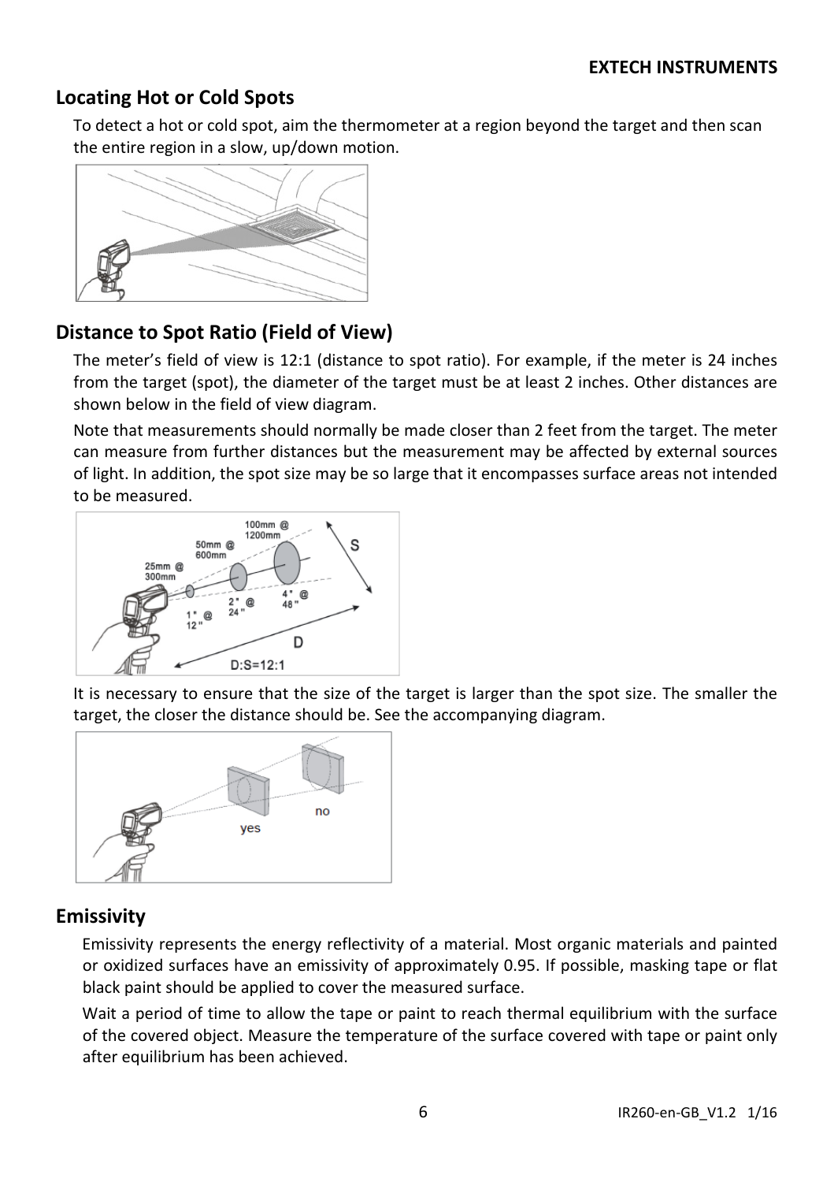## Locating Hot or Cold Spots

To detect a hot or cold spot, aim the thermometer at a region beyond the target and then scan the entire region in a slow, up/down motion.

## Distance to Spot Ratio (Field of View)

The meter's field of view is 12:1 (distance to spot ratio). For example, if the meter is 24 inches from the target (spot), the diameter of the target must be at least 2 inches. Other distances are shown below in the field of view diagram.

Note that measurements should normally be made closer than 2 feet from the target. The meter can measure from further distances but the measurement may be affected by external sources of light. In addition, the spot size may be so large that it encompasses surface areas not intended to be measured.

It is necessary to ensure that the size of the target is larger than the spot size. The smaller the target, the closer the distance should be. See the accompanying diagram.

## Emissivity

Emissivity represents the energy reflectivity of a material. Most organic materials and painted or oxidized surfaces have an emissivity of approximately 0.95. If possible, masking tape or flat black paint should be applied to cover the measured surface.

Wait a period of time to allow the tape or paint to reach thermal equilibrium with the surface of the covered object. Measure the temperature of the surface covered with tape or paint only after equilibrium has been achieved.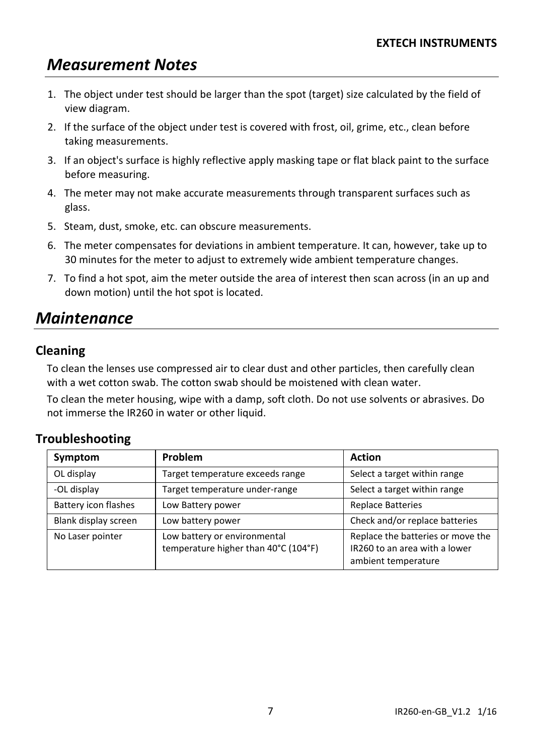# Measurement Notes

1. The object under test should be larger than the spot (target) size calculated by the field of view diagram.
2. If the surface of the object under test is covered with frost, oil, grime, etc., clean before taking measurements.
3. If an object's surface is highly reflective apply masking tape or flat black paint to the surface before measuring.
4. The meter may not make accurate measurements through transparent surfaces such as glass.
5. Steam, dust, smoke, etc. can obscure measurements.
6. The meter compensates for deviations in ambient temperature. It can, however, take up to 30 minutes for the meter to adjust to extremely wide ambient temperature changes.
7. To find a hot spot, aim the meter outside the area of interest then scan across (in an up and down motion) until the hot spot is located.

# Maintenance

## Cleaning

To clean the lenses use compressed air to clear dust and other particles, then carefully clean with a wet cotton swab. The cotton swab should be moistened with clean water.

To clean the meter housing, wipe with a damp, soft cloth. Do not use solvents or abrasives. Do not immerse the IR260 in water or other liquid.

## Troubleshooting

| Symptom | Problem | Action |
|---|---|---|
| OL display | Target temperature exceeds range | Select a target within range |
| -OL display | Target temperature under-range | Select a target within range |
| Battery icon flashes | Low Battery power | Replace Batteries |
| Blank display screen | Low battery power | Check and/or replace batteries |
| No Laser pointer | Low battery or environmental temperature higher than 40°C (104°F) | Replace the batteries or move the IR260 to an area with a lower ambient temperature |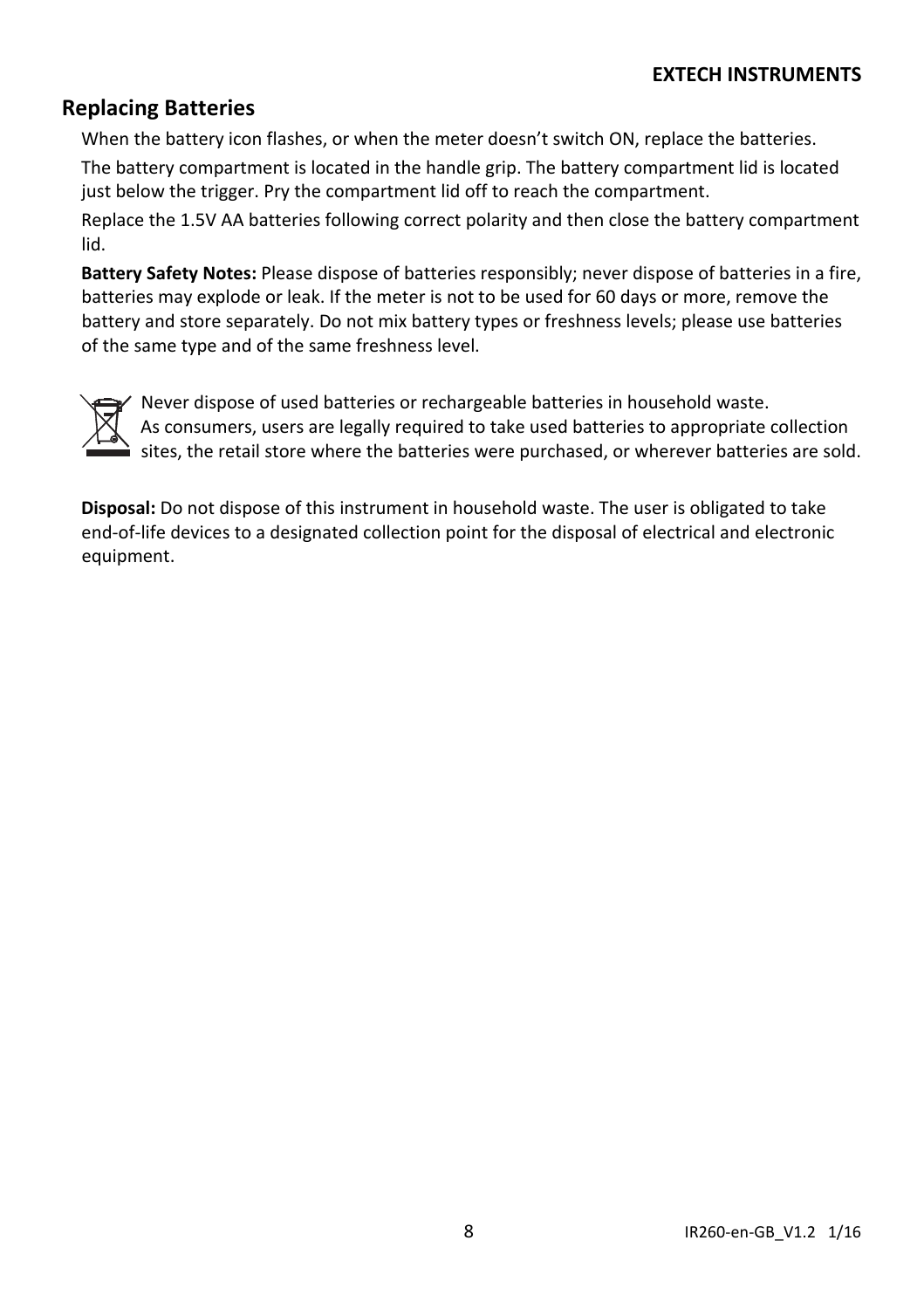## Replacing Batteries

When the battery icon flashes, or when the meter doesn't switch ON, replace the batteries.

The battery compartment is located in the handle grip. The battery compartment lid is located just below the trigger. Pry the compartment lid off to reach the compartment.

Replace the 1.5V AA batteries following correct polarity and then close the battery compartment lid.

**Battery Safety Notes:** Please dispose of batteries responsibly; never dispose of batteries in a fire, batteries may explode or leak. If the meter is not to be used for 60 days or more, remove the battery and store separately. Do not mix battery types or freshness levels; please use batteries of the same type and of the same freshness level.

Never dispose of used batteries or rechargeable batteries in household waste.
As consumers, users are legally required to take used batteries to appropriate collection sites, the retail store where the batteries were purchased, or wherever batteries are sold.

**Disposal:** Do not dispose of this instrument in household waste. The user is obligated to take end-of-life devices to a designated collection point for the disposal of electrical and electronic equipment.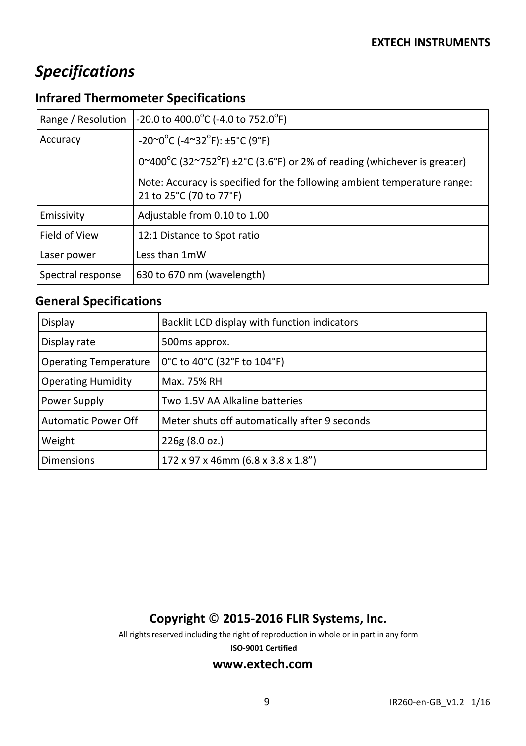# *Specifications*

## Infrared Thermometer Specifications

| | |
|---|---|
| Range / Resolution | -20.0 to 400.0°C (-4.0 to 752.0°F) |
| Accuracy | -20~0°C (-4~32°F): ±5°C (9°F)<br>0~400°C (32~752°F) ±2°C (3.6°F) or 2% of reading (whichever is greater)<br>Note: Accuracy is specified for the following ambient temperature range: 21 to 25°C (70 to 77°F) |
| Emissivity | Adjustable from 0.10 to 1.00 |
| Field of View | 12:1 Distance to Spot ratio |
| Laser power | Less than 1mW |
| Spectral response | 630 to 670 nm (wavelength) |

## General Specifications

| | |
|---|---|
| Display | Backlit LCD display with function indicators |
| Display rate | 500ms approx. |
| Operating Temperature | 0°C to 40°C (32°F to 104°F) |
| Operating Humidity | Max. 75% RH |
| Power Supply | Two 1.5V AA Alkaline batteries |
| Automatic Power Off | Meter shuts off automatically after 9 seconds |
| Weight | 226g (8.0 oz.) |
| Dimensions | 172 x 97 x 46mm (6.8 x 3.8 x 1.8") |

**Copyright © 2015-2016 FLIR Systems, Inc.**

All rights reserved including the right of reproduction in whole or in part in any form

**ISO-9001 Certified**

**www.extech.com**

IR260-en-GB_V1.2 1/16